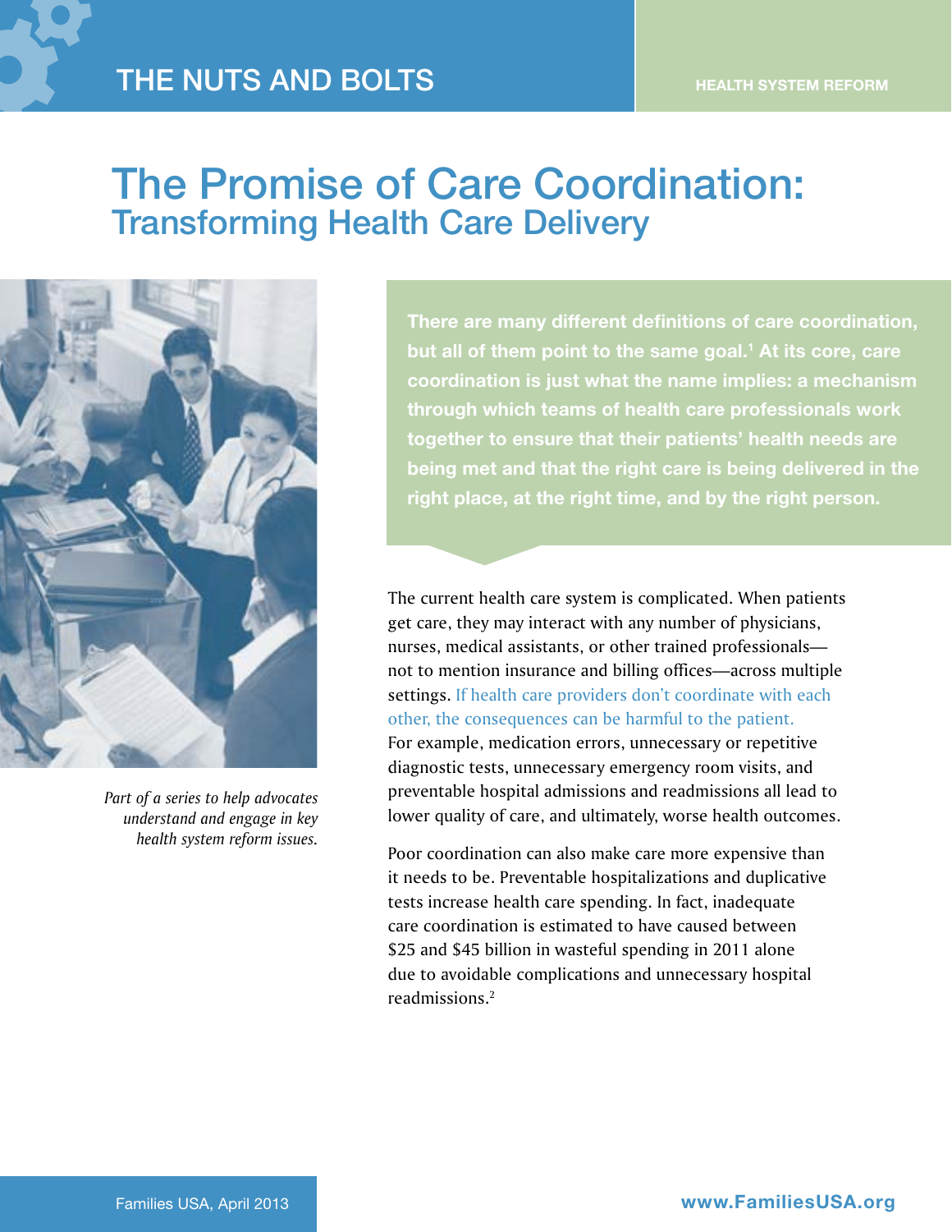THE NUTS AND BOLTS

HEALTH SYSTEM REFORM

# The Promise of Care Coordination:
## Transforming Health Care Delivery

*Part of a series to help advocates understand and engage in key health system reform issues.*

**There are many different definitions of care coordination, but all of them point to the same goal.[1] At its core, care coordination is just what the name implies: a mechanism through which teams of health care professionals work together to ensure that their patients' health needs are being met and that the right care is being delivered in the right place, at the right time, and by the right person.**

The current health care system is complicated. When patients get care, they may interact with any number of physicians, nurses, medical assistants, or other trained professionals—not to mention insurance and billing offices—across multiple settings. If health care providers don't coordinate with each other, the consequences can be harmful to the patient. For example, medication errors, unnecessary or repetitive diagnostic tests, unnecessary emergency room visits, and preventable hospital admissions and readmissions all lead to lower quality of care, and ultimately, worse health outcomes.

Poor coordination can also make care more expensive than it needs to be. Preventable hospitalizations and duplicative tests increase health care spending. In fact, inadequate care coordination is estimated to have caused between $25 and $45 billion in wasteful spending in 2011 alone due to avoidable complications and unnecessary hospital readmissions.[2]

Families USA, April 2013

www.FamiliesUSA.org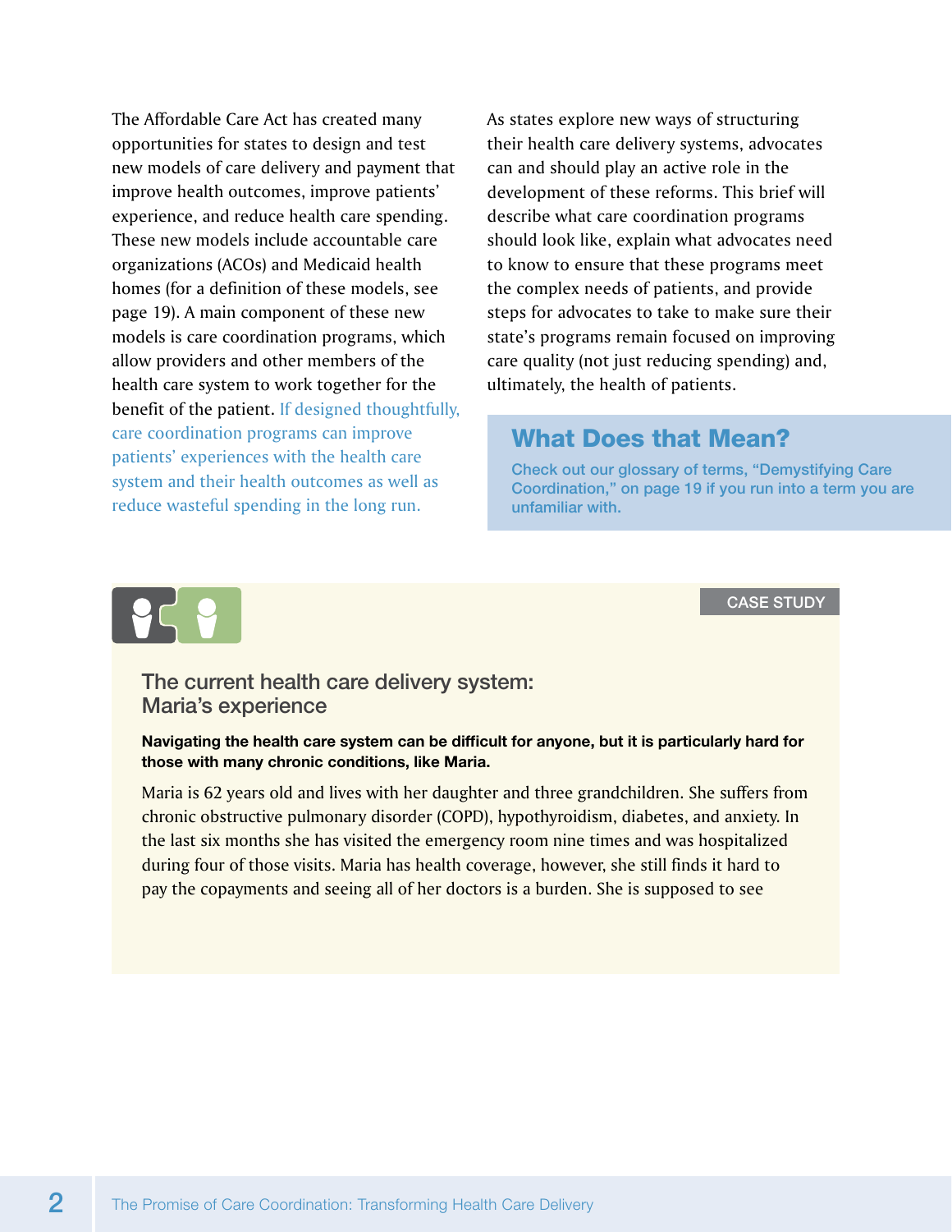The Affordable Care Act has created many opportunities for states to design and test new models of care delivery and payment that improve health outcomes, improve patients' experience, and reduce health care spending. These new models include accountable care organizations (ACOs) and Medicaid health homes (for a definition of these models, see page 19). A main component of these new models is care coordination programs, which allow providers and other members of the health care system to work together for the benefit of the patient. If designed thoughtfully, care coordination programs can improve patients' experiences with the health care system and their health outcomes as well as reduce wasteful spending in the long run.

As states explore new ways of structuring their health care delivery systems, advocates can and should play an active role in the development of these reforms. This brief will describe what care coordination programs should look like, explain what advocates need to know to ensure that these programs meet the complex needs of patients, and provide steps for advocates to take to make sure their state's programs remain focused on improving care quality (not just reducing spending) and, ultimately, the health of patients.

## What Does that Mean?

Check out our glossary of terms, "Demystifying Care Coordination," on page 19 if you run into a term you are unfamiliar with.

CASE STUDY

### The current health care delivery system: Maria's experience

**Navigating the health care system can be difficult for anyone, but it is particularly hard for those with many chronic conditions, like Maria.**

Maria is 62 years old and lives with her daughter and three grandchildren. She suffers from chronic obstructive pulmonary disorder (COPD), hypothyroidism, diabetes, and anxiety. In the last six months she has visited the emergency room nine times and was hospitalized during four of those visits. Maria has health coverage, however, she still finds it hard to pay the copayments and seeing all of her doctors is a burden. She is supposed to see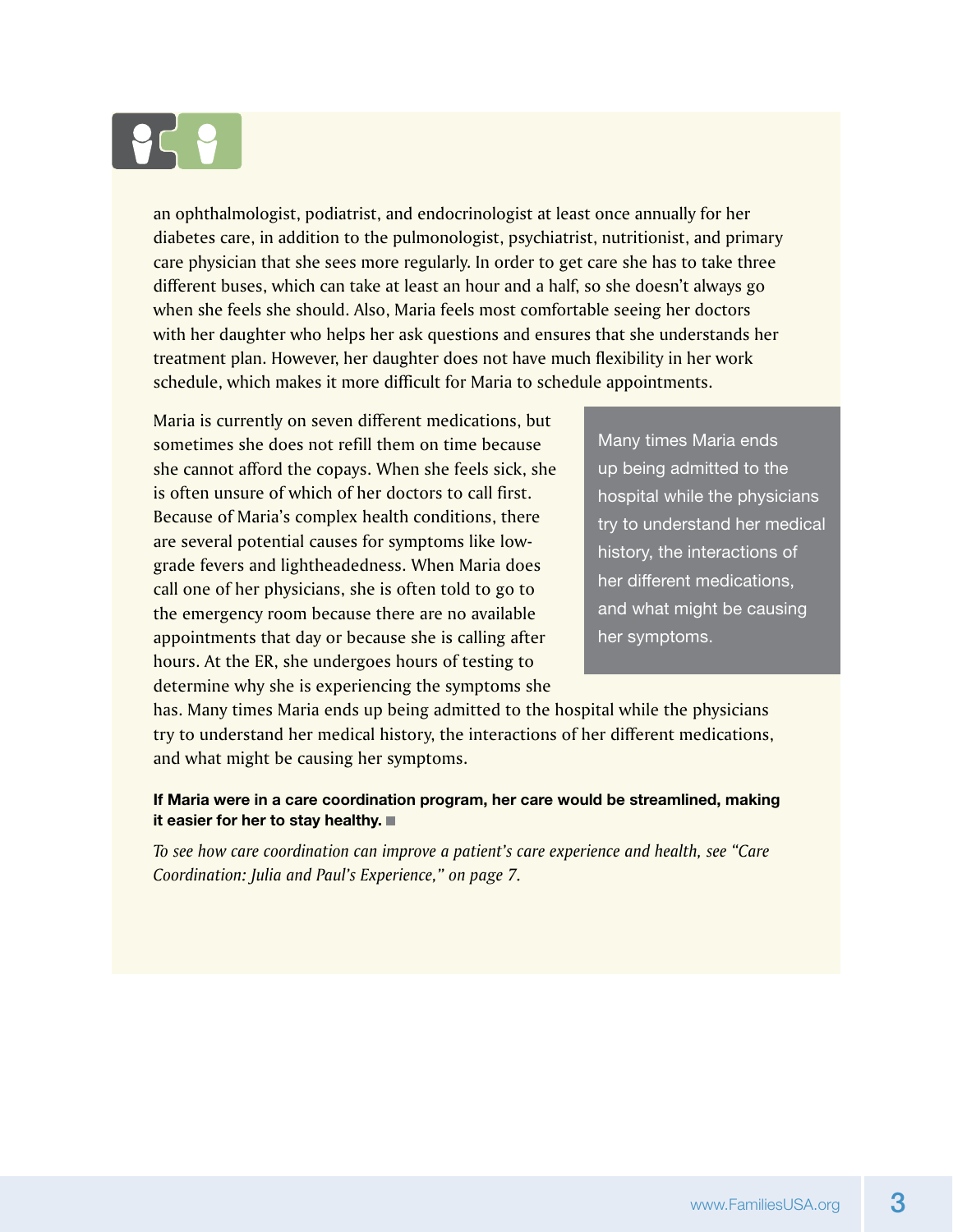an ophthalmologist, podiatrist, and endocrinologist at least once annually for her diabetes care, in addition to the pulmonologist, psychiatrist, nutritionist, and primary care physician that she sees more regularly. In order to get care she has to take three different buses, which can take at least an hour and a half, so she doesn't always go when she feels she should. Also, Maria feels most comfortable seeing her doctors with her daughter who helps her ask questions and ensures that she understands her treatment plan. However, her daughter does not have much flexibility in her work schedule, which makes it more difficult for Maria to schedule appointments.

Maria is currently on seven different medications, but sometimes she does not refill them on time because she cannot afford the copays. When she feels sick, she is often unsure of which of her doctors to call first. Because of Maria's complex health conditions, there are several potential causes for symptoms like low-grade fevers and lightheadedness. When Maria does call one of her physicians, she is often told to go to the emergency room because there are no available appointments that day or because she is calling after hours. At the ER, she undergoes hours of testing to determine why she is experiencing the symptoms she has. Many times Maria ends up being admitted to the hospital while the physicians try to understand her medical history, the interactions of her different medications, and what might be causing her symptoms.

> Many times Maria ends up being admitted to the hospital while the physicians try to understand her medical history, the interactions of her different medications, and what might be causing her symptoms.

**If Maria were in a care coordination program, her care would be streamlined, making it easier for her to stay healthy.** ■

*To see how care coordination can improve a patient's care experience and health, see "Care Coordination: Julia and Paul's Experience," on page 7.*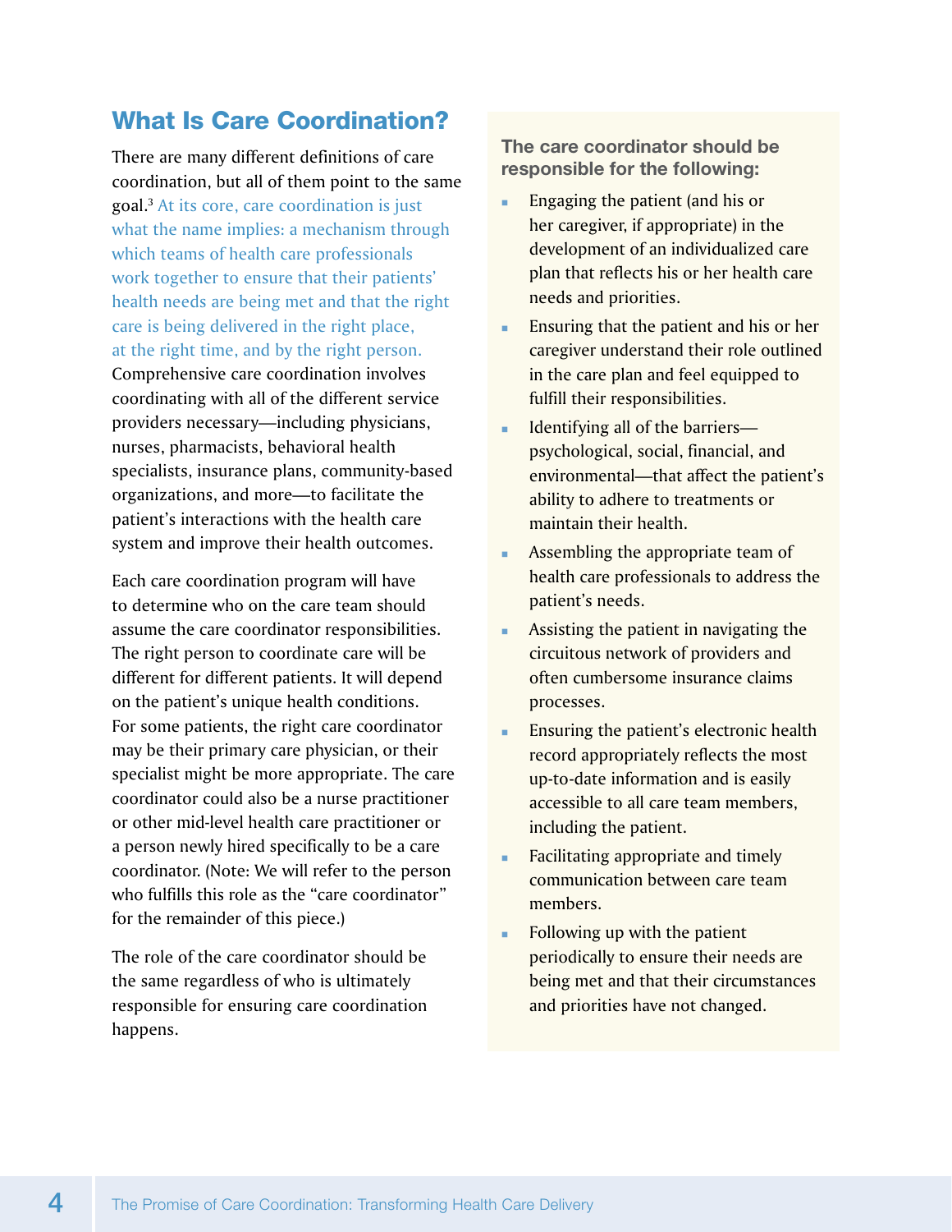## What Is Care Coordination?

There are many different definitions of care coordination, but all of them point to the same goal.[3] At its core, care coordination is just what the name implies: a mechanism through which teams of health care professionals work together to ensure that their patients' health needs are being met and that the right care is being delivered in the right place, at the right time, and by the right person. Comprehensive care coordination involves coordinating with all of the different service providers necessary—including physicians, nurses, pharmacists, behavioral health specialists, insurance plans, community-based organizations, and more—to facilitate the patient's interactions with the health care system and improve their health outcomes.

Each care coordination program will have to determine who on the care team should assume the care coordinator responsibilities. The right person to coordinate care will be different for different patients. It will depend on the patient's unique health conditions. For some patients, the right care coordinator may be their primary care physician, or their specialist might be more appropriate. The care coordinator could also be a nurse practitioner or other mid-level health care practitioner or a person newly hired specifically to be a care coordinator. (Note: We will refer to the person who fulfills this role as the "care coordinator" for the remainder of this piece.)

The role of the care coordinator should be the same regardless of who is ultimately responsible for ensuring care coordination happens.

**The care coordinator should be responsible for the following:**

- Engaging the patient (and his or her caregiver, if appropriate) in the development of an individualized care plan that reflects his or her health care needs and priorities.
- Ensuring that the patient and his or her caregiver understand their role outlined in the care plan and feel equipped to fulfill their responsibilities.
- Identifying all of the barriers—psychological, social, financial, and environmental—that affect the patient's ability to adhere to treatments or maintain their health.
- Assembling the appropriate team of health care professionals to address the patient's needs.
- Assisting the patient in navigating the circuitous network of providers and often cumbersome insurance claims processes.
- Ensuring the patient's electronic health record appropriately reflects the most up-to-date information and is easily accessible to all care team members, including the patient.
- Facilitating appropriate and timely communication between care team members.
- Following up with the patient periodically to ensure their needs are being met and that their circumstances and priorities have not changed.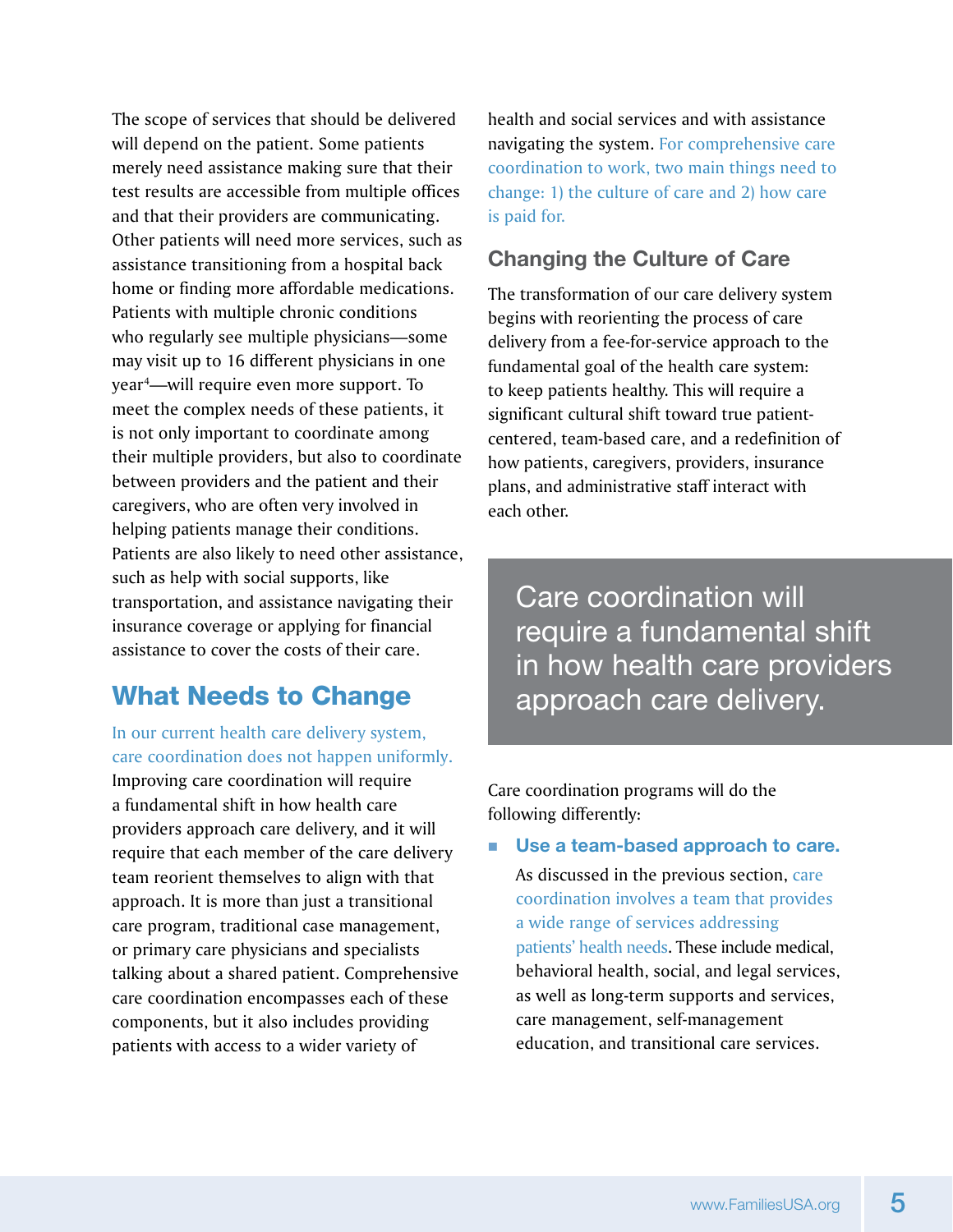The scope of services that should be delivered will depend on the patient. Some patients merely need assistance making sure that their test results are accessible from multiple offices and that their providers are communicating. Other patients will need more services, such as assistance transitioning from a hospital back home or finding more affordable medications. Patients with multiple chronic conditions who regularly see multiple physicians—some may visit up to 16 different physicians in one year[4]—will require even more support. To meet the complex needs of these patients, it is not only important to coordinate among their multiple providers, but also to coordinate between providers and the patient and their caregivers, who are often very involved in helping patients manage their conditions. Patients are also likely to need other assistance, such as help with social supports, like transportation, and assistance navigating their insurance coverage or applying for financial assistance to cover the costs of their care.

## What Needs to Change

In our current health care delivery system, care coordination does not happen uniformly. Improving care coordination will require a fundamental shift in how health care providers approach care delivery, and it will require that each member of the care delivery team reorient themselves to align with that approach. It is more than just a transitional care program, traditional case management, or primary care physicians and specialists talking about a shared patient. Comprehensive care coordination encompasses each of these components, but it also includes providing patients with access to a wider variety of health and social services and with assistance navigating the system. For comprehensive care coordination to work, two main things need to change: 1) the culture of care and 2) how care is paid for.

### Changing the Culture of Care

The transformation of our care delivery system begins with reorienting the process of care delivery from a fee-for-service approach to the fundamental goal of the health care system: to keep patients healthy. This will require a significant cultural shift toward true patient-centered, team-based care, and a redefinition of how patients, caregivers, providers, insurance plans, and administrative staff interact with each other.

> Care coordination will require a fundamental shift in how health care providers approach care delivery.

Care coordination programs will do the following differently:

- **Use a team-based approach to care.**
  As discussed in the previous section, care coordination involves a team that provides a wide range of services addressing patients' health needs. These include medical, behavioral health, social, and legal services, as well as long-term supports and services, care management, self-management education, and transitional care services.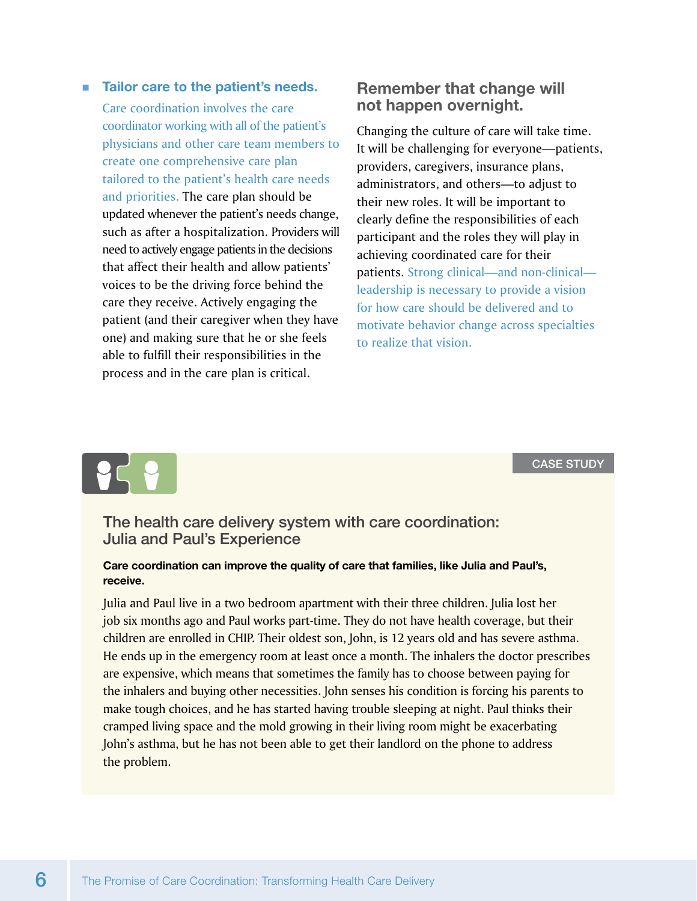- **Tailor care to the patient's needs.** Care coordination involves the care coordinator working with all of the patient's physicians and other care team members to create one comprehensive care plan tailored to the patient's health care needs and priorities. The care plan should be updated whenever the patient's needs change, such as after a hospitalization. Providers will need to actively engage patients in the decisions that affect their health and allow patients' voices to be the driving force behind the care they receive. Actively engaging the patient (and their caregiver when they have one) and making sure that he or she feels able to fulfill their responsibilities in the process and in the care plan is critical.

## Remember that change will not happen overnight.

Changing the culture of care will take time. It will be challenging for everyone—patients, providers, caregivers, insurance plans, administrators, and others—to adjust to their new roles. It will be important to clearly define the responsibilities of each participant and the roles they will play in achieving coordinated care for their patients. Strong clinical—and non-clinical—leadership is necessary to provide a vision for how care should be delivered and to motivate behavior change across specialties to realize that vision.

CASE STUDY

### The health care delivery system with care coordination: Julia and Paul's Experience

**Care coordination can improve the quality of care that families, like Julia and Paul's, receive.**

Julia and Paul live in a two bedroom apartment with their three children. Julia lost her job six months ago and Paul works part-time. They do not have health coverage, but their children are enrolled in CHIP. Their oldest son, John, is 12 years old and has severe asthma. He ends up in the emergency room at least once a month. The inhalers the doctor prescribes are expensive, which means that sometimes the family has to choose between paying for the inhalers and buying other necessities. John senses his condition is forcing his parents to make tough choices, and he has started having trouble sleeping at night. Paul thinks their cramped living space and the mold growing in their living room might be exacerbating John's asthma, but he has not been able to get their landlord on the phone to address the problem.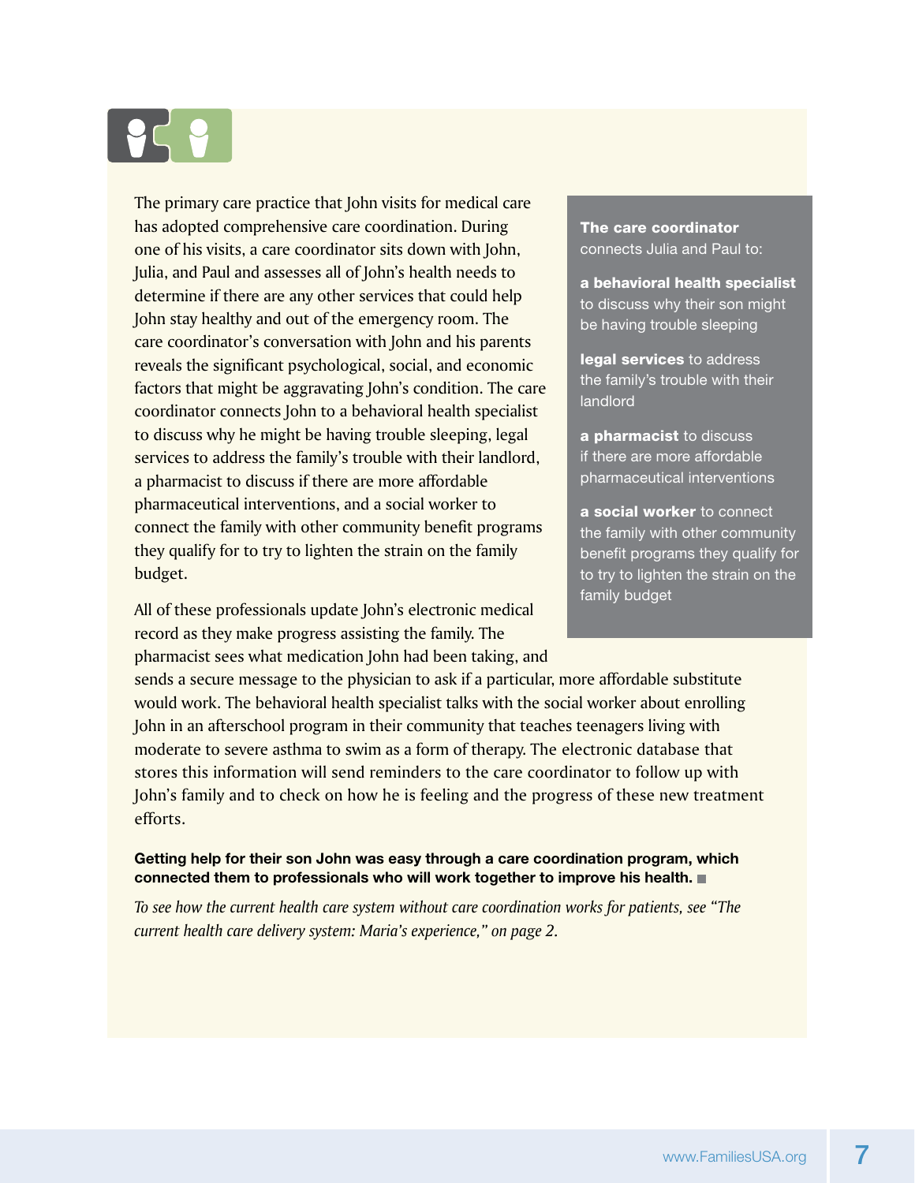The primary care practice that John visits for medical care has adopted comprehensive care coordination. During one of his visits, a care coordinator sits down with John, Julia, and Paul and assesses all of John's health needs to determine if there are any other services that could help John stay healthy and out of the emergency room. The care coordinator's conversation with John and his parents reveals the significant psychological, social, and economic factors that might be aggravating John's condition. The care coordinator connects John to a behavioral health specialist to discuss why he might be having trouble sleeping, legal services to address the family's trouble with their landlord, a pharmacist to discuss if there are more affordable pharmaceutical interventions, and a social worker to connect the family with other community benefit programs they qualify for to try to lighten the strain on the family budget.

> **The care coordinator** connects Julia and Paul to:
>
> **a behavioral health specialist** to discuss why their son might be having trouble sleeping
>
> **legal services** to address the family's trouble with their landlord
>
> **a pharmacist** to discuss if there are more affordable pharmaceutical interventions
>
> **a social worker** to connect the family with other community benefit programs they qualify for to try to lighten the strain on the family budget

All of these professionals update John's electronic medical record as they make progress assisting the family. The pharmacist sees what medication John had been taking, and sends a secure message to the physician to ask if a particular, more affordable substitute would work. The behavioral health specialist talks with the social worker about enrolling John in an afterschool program in their community that teaches teenagers living with moderate to severe asthma to swim as a form of therapy. The electronic database that stores this information will send reminders to the care coordinator to follow up with John's family and to check on how he is feeling and the progress of these new treatment efforts.

**Getting help for their son John was easy through a care coordination program, which connected them to professionals who will work together to improve his health.** ■

*To see how the current health care system without care coordination works for patients, see "The current health care delivery system: Maria's experience," on page 2.*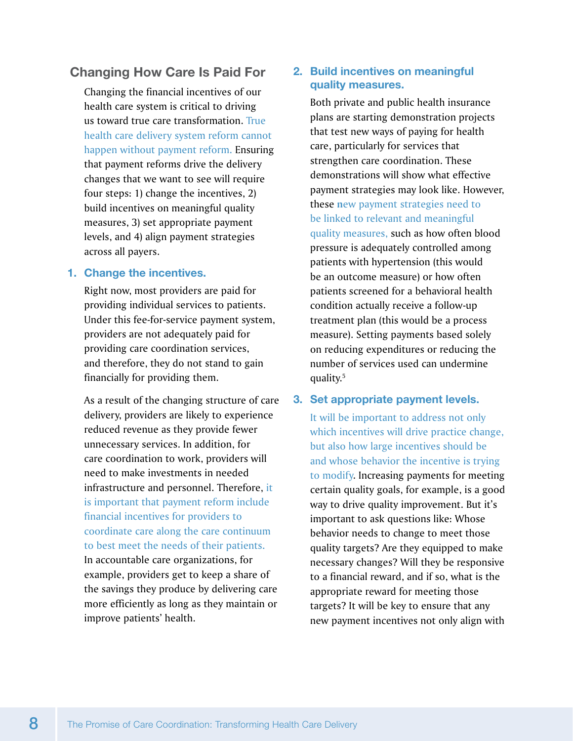## Changing How Care Is Paid For

Changing the financial incentives of our health care system is critical to driving us toward true care transformation. True health care delivery system reform cannot happen without payment reform. Ensuring that payment reforms drive the delivery changes that we want to see will require four steps: 1) change the incentives, 2) build incentives on meaningful quality measures, 3) set appropriate payment levels, and 4) align payment strategies across all payers.

### 1. Change the incentives.

Right now, most providers are paid for providing individual services to patients. Under this fee-for-service payment system, providers are not adequately paid for providing care coordination services, and therefore, they do not stand to gain financially for providing them.

As a result of the changing structure of care delivery, providers are likely to experience reduced revenue as they provide fewer unnecessary services. In addition, for care coordination to work, providers will need to make investments in needed infrastructure and personnel. Therefore, it is important that payment reform include financial incentives for providers to coordinate care along the care continuum to best meet the needs of their patients. In accountable care organizations, for example, providers get to keep a share of the savings they produce by delivering care more efficiently as long as they maintain or improve patients' health.

### 2. Build incentives on meaningful quality measures.

Both private and public health insurance plans are starting demonstration projects that test new ways of paying for health care, particularly for services that strengthen care coordination. These demonstrations will show what effective payment strategies may look like. However, these new payment strategies need to be linked to relevant and meaningful quality measures, such as how often blood pressure is adequately controlled among patients with hypertension (this would be an outcome measure) or how often patients screened for a behavioral health condition actually receive a follow-up treatment plan (this would be a process measure). Setting payments based solely on reducing expenditures or reducing the number of services used can undermine quality.[5]

### 3. Set appropriate payment levels.

It will be important to address not only which incentives will drive practice change, but also how large incentives should be and whose behavior the incentive is trying to modify. Increasing payments for meeting certain quality goals, for example, is a good way to drive quality improvement. But it's important to ask questions like: Whose behavior needs to change to meet those quality targets? Are they equipped to make necessary changes? Will they be responsive to a financial reward, and if so, what is the appropriate reward for meeting those targets? It will be key to ensure that any new payment incentives not only align with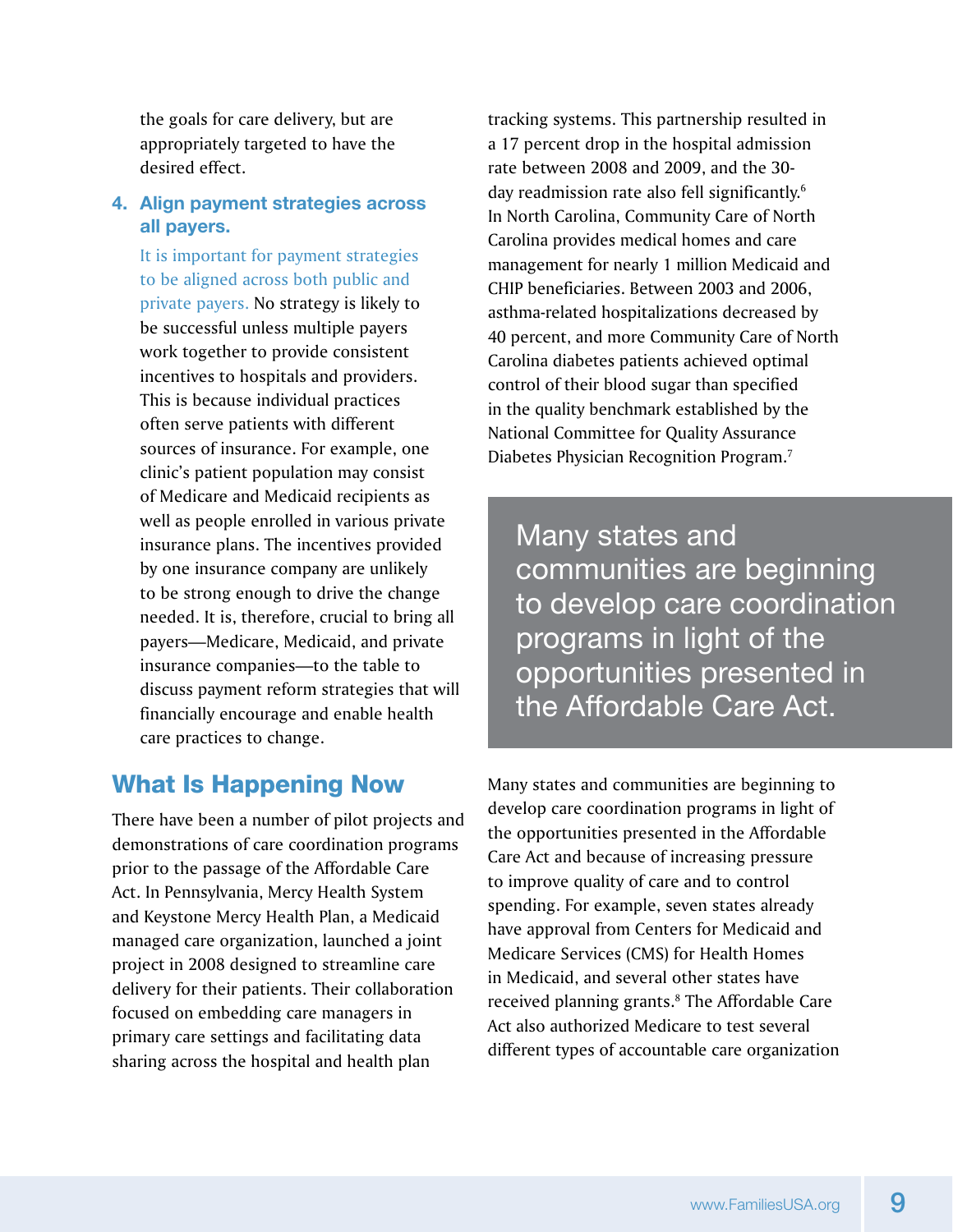the goals for care delivery, but are appropriately targeted to have the desired effect.

### 4. Align payment strategies across all payers.

It is important for payment strategies to be aligned across both public and private payers. No strategy is likely to be successful unless multiple payers work together to provide consistent incentives to hospitals and providers. This is because individual practices often serve patients with different sources of insurance. For example, one clinic's patient population may consist of Medicare and Medicaid recipients as well as people enrolled in various private insurance plans. The incentives provided by one insurance company are unlikely to be strong enough to drive the change needed. It is, therefore, crucial to bring all payers—Medicare, Medicaid, and private insurance companies—to the table to discuss payment reform strategies that will financially encourage and enable health care practices to change.

## What Is Happening Now

There have been a number of pilot projects and demonstrations of care coordination programs prior to the passage of the Affordable Care Act. In Pennsylvania, Mercy Health System and Keystone Mercy Health Plan, a Medicaid managed care organization, launched a joint project in 2008 designed to streamline care delivery for their patients. Their collaboration focused on embedding care managers in primary care settings and facilitating data sharing across the hospital and health plan tracking systems. This partnership resulted in a 17 percent drop in the hospital admission rate between 2008 and 2009, and the 30-day readmission rate also fell significantly.[6] In North Carolina, Community Care of North Carolina provides medical homes and care management for nearly 1 million Medicaid and CHIP beneficiaries. Between 2003 and 2006, asthma-related hospitalizations decreased by 40 percent, and more Community Care of North Carolina diabetes patients achieved optimal control of their blood sugar than specified in the quality benchmark established by the National Committee for Quality Assurance Diabetes Physician Recognition Program.[7]

> Many states and communities are beginning to develop care coordination programs in light of the opportunities presented in the Affordable Care Act.

Many states and communities are beginning to develop care coordination programs in light of the opportunities presented in the Affordable Care Act and because of increasing pressure to improve quality of care and to control spending. For example, seven states already have approval from Centers for Medicaid and Medicare Services (CMS) for Health Homes in Medicaid, and several other states have received planning grants.[8] The Affordable Care Act also authorized Medicare to test several different types of accountable care organization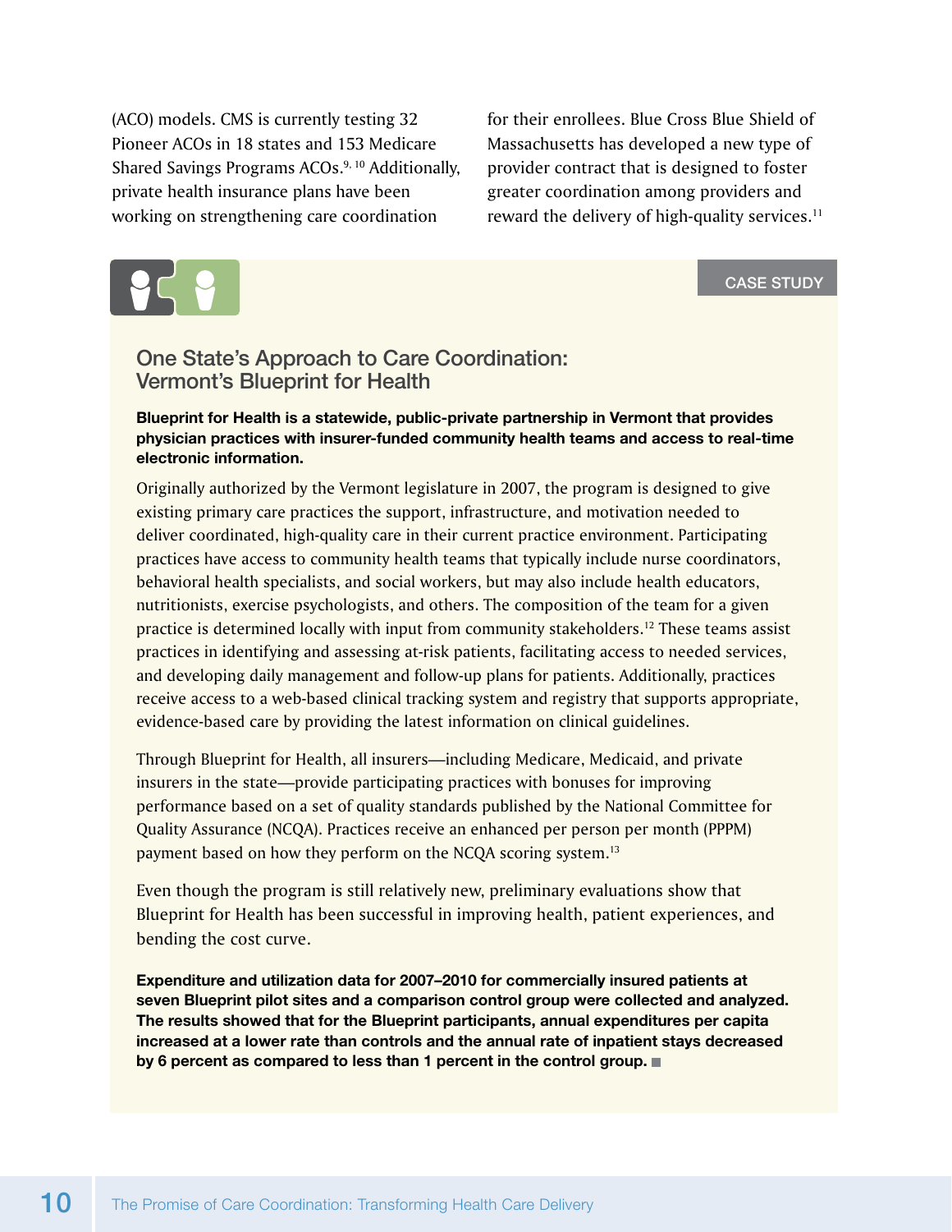(ACO) models. CMS is currently testing 32 Pioneer ACOs in 18 states and 153 Medicare Shared Savings Programs ACOs.[9, 10] Additionally, private health insurance plans have been working on strengthening care coordination for their enrollees. Blue Cross Blue Shield of Massachusetts has developed a new type of provider contract that is designed to foster greater coordination among providers and reward the delivery of high-quality services.[11]

CASE STUDY

## One State's Approach to Care Coordination: Vermont's Blueprint for Health

**Blueprint for Health is a statewide, public-private partnership in Vermont that provides physician practices with insurer-funded community health teams and access to real-time electronic information.**

Originally authorized by the Vermont legislature in 2007, the program is designed to give existing primary care practices the support, infrastructure, and motivation needed to deliver coordinated, high-quality care in their current practice environment. Participating practices have access to community health teams that typically include nurse coordinators, behavioral health specialists, and social workers, but may also include health educators, nutritionists, exercise psychologists, and others. The composition of the team for a given practice is determined locally with input from community stakeholders.[12] These teams assist practices in identifying and assessing at-risk patients, facilitating access to needed services, and developing daily management and follow-up plans for patients. Additionally, practices receive access to a web-based clinical tracking system and registry that supports appropriate, evidence-based care by providing the latest information on clinical guidelines.

Through Blueprint for Health, all insurers—including Medicare, Medicaid, and private insurers in the state—provide participating practices with bonuses for improving performance based on a set of quality standards published by the National Committee for Quality Assurance (NCQA). Practices receive an enhanced per person per month (PPPM) payment based on how they perform on the NCQA scoring system.[13]

Even though the program is still relatively new, preliminary evaluations show that Blueprint for Health has been successful in improving health, patient experiences, and bending the cost curve.

**Expenditure and utilization data for 2007–2010 for commercially insured patients at seven Blueprint pilot sites and a comparison control group were collected and analyzed. The results showed that for the Blueprint participants, annual expenditures per capita increased at a lower rate than controls and the annual rate of inpatient stays decreased by 6 percent as compared to less than 1 percent in the control group.**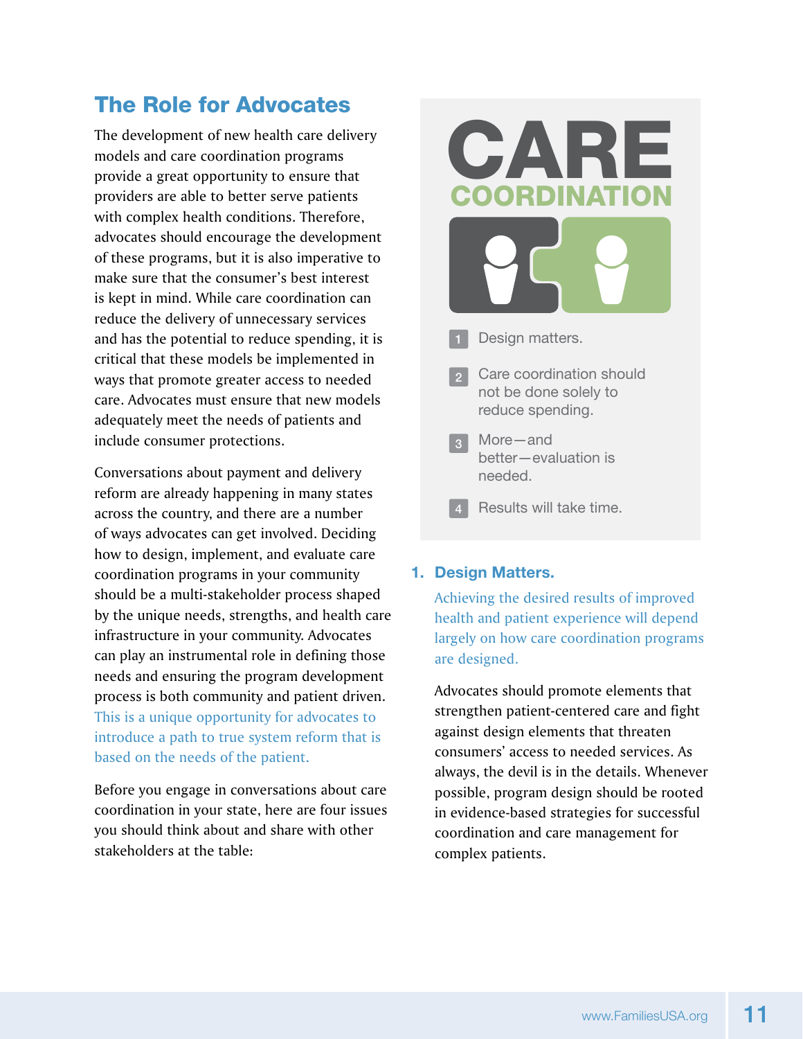## The Role for Advocates

The development of new health care delivery models and care coordination programs provide a great opportunity to ensure that providers are able to better serve patients with complex health conditions. Therefore, advocates should encourage the development of these programs, but it is also imperative to make sure that the consumer's best interest is kept in mind. While care coordination can reduce the delivery of unnecessary services and has the potential to reduce spending, it is critical that these models be implemented in ways that promote greater access to needed care. Advocates must ensure that new models adequately meet the needs of patients and include consumer protections.

Conversations about payment and delivery reform are already happening in many states across the country, and there are a number of ways advocates can get involved. Deciding how to design, implement, and evaluate care coordination programs in your community should be a multi-stakeholder process shaped by the unique needs, strengths, and health care infrastructure in your community. Advocates can play an instrumental role in defining those needs and ensuring the program development process is both community and patient driven. This is a unique opportunity for advocates to introduce a path to true system reform that is based on the needs of the patient.

Before you engage in conversations about care coordination in your state, here are four issues you should think about and share with other stakeholders at the table:

**CARE COORDINATION**

1. Design matters.
2. Care coordination should not be done solely to reduce spending.
3. More—and better—evaluation is needed.
4. Results will take time.

### 1. Design Matters.

Achieving the desired results of improved health and patient experience will depend largely on how care coordination programs are designed.

Advocates should promote elements that strengthen patient-centered care and fight against design elements that threaten consumers' access to needed services. As always, the devil is in the details. Whenever possible, program design should be rooted in evidence-based strategies for successful coordination and care management for complex patients.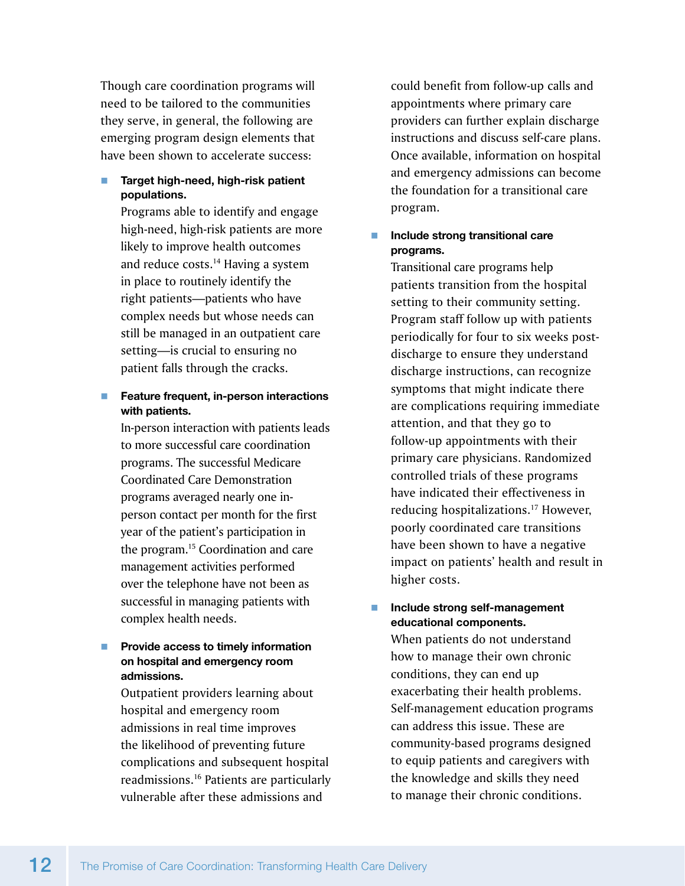Though care coordination programs will need to be tailored to the communities they serve, in general, the following are emerging program design elements that have been shown to accelerate success:

- **Target high-need, high-risk patient populations.**
  Programs able to identify and engage high-need, high-risk patients are more likely to improve health outcomes and reduce costs.[14] Having a system in place to routinely identify the right patients—patients who have complex needs but whose needs can still be managed in an outpatient care setting—is crucial to ensuring no patient falls through the cracks.

- **Feature frequent, in-person interactions with patients.**
  In-person interaction with patients leads to more successful care coordination programs. The successful Medicare Coordinated Care Demonstration programs averaged nearly one in-person contact per month for the first year of the patient's participation in the program.[15] Coordination and care management activities performed over the telephone have not been as successful in managing patients with complex health needs.

- **Provide access to timely information on hospital and emergency room admissions.**
  Outpatient providers learning about hospital and emergency room admissions in real time improves the likelihood of preventing future complications and subsequent hospital readmissions.[16] Patients are particularly vulnerable after these admissions and could benefit from follow-up calls and appointments where primary care providers can further explain discharge instructions and discuss self-care plans. Once available, information on hospital and emergency admissions can become the foundation for a transitional care program.

- **Include strong transitional care programs.**
  Transitional care programs help patients transition from the hospital setting to their community setting. Program staff follow up with patients periodically for four to six weeks post-discharge to ensure they understand discharge instructions, can recognize symptoms that might indicate there are complications requiring immediate attention, and that they go to follow-up appointments with their primary care physicians. Randomized controlled trials of these programs have indicated their effectiveness in reducing hospitalizations.[17] However, poorly coordinated care transitions have been shown to have a negative impact on patients' health and result in higher costs.

- **Include strong self-management educational components.**
  When patients do not understand how to manage their own chronic conditions, they can end up exacerbating their health problems. Self-management education programs can address this issue. These are community-based programs designed to equip patients and caregivers with the knowledge and skills they need to manage their chronic conditions.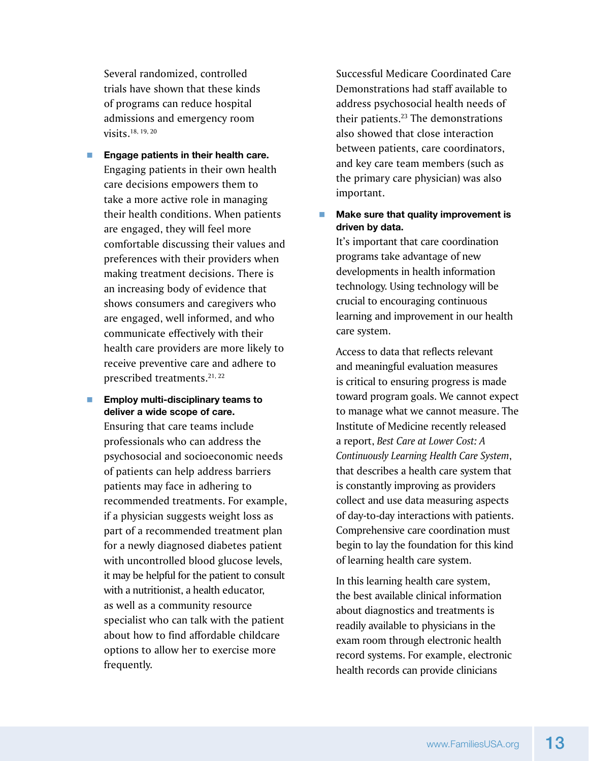Several randomized, controlled trials have shown that these kinds of programs can reduce hospital admissions and emergency room visits.[18, 19, 20]

- **Engage patients in their health care.** Engaging patients in their own health care decisions empowers them to take a more active role in managing their health conditions. When patients are engaged, they will feel more comfortable discussing their values and preferences with their providers when making treatment decisions. There is an increasing body of evidence that shows consumers and caregivers who are engaged, well informed, and who communicate effectively with their health care providers are more likely to receive preventive care and adhere to prescribed treatments.[21, 22]

- **Employ multi-disciplinary teams to deliver a wide scope of care.** Ensuring that care teams include professionals who can address the psychosocial and socioeconomic needs of patients can help address barriers patients may face in adhering to recommended treatments. For example, if a physician suggests weight loss as part of a recommended treatment plan for a newly diagnosed diabetes patient with uncontrolled blood glucose levels, it may be helpful for the patient to consult with a nutritionist, a health educator, as well as a community resource specialist who can talk with the patient about how to find affordable childcare options to allow her to exercise more frequently.

  Successful Medicare Coordinated Care Demonstrations had staff available to address psychosocial health needs of their patients.[23] The demonstrations also showed that close interaction between patients, care coordinators, and key care team members (such as the primary care physician) was also important.

- **Make sure that quality improvement is driven by data.** It's important that care coordination programs take advantage of new developments in health information technology. Using technology will be crucial to encouraging continuous learning and improvement in our health care system.

  Access to data that reflects relevant and meaningful evaluation measures is critical to ensuring progress is made toward program goals. We cannot expect to manage what we cannot measure. The Institute of Medicine recently released a report, *Best Care at Lower Cost: A Continuously Learning Health Care System*, that describes a health care system that is constantly improving as providers collect and use data measuring aspects of day-to-day interactions with patients. Comprehensive care coordination must begin to lay the foundation for this kind of learning health care system.

  In this learning health care system, the best available clinical information about diagnostics and treatments is readily available to physicians in the exam room through electronic health record systems. For example, electronic health records can provide clinicians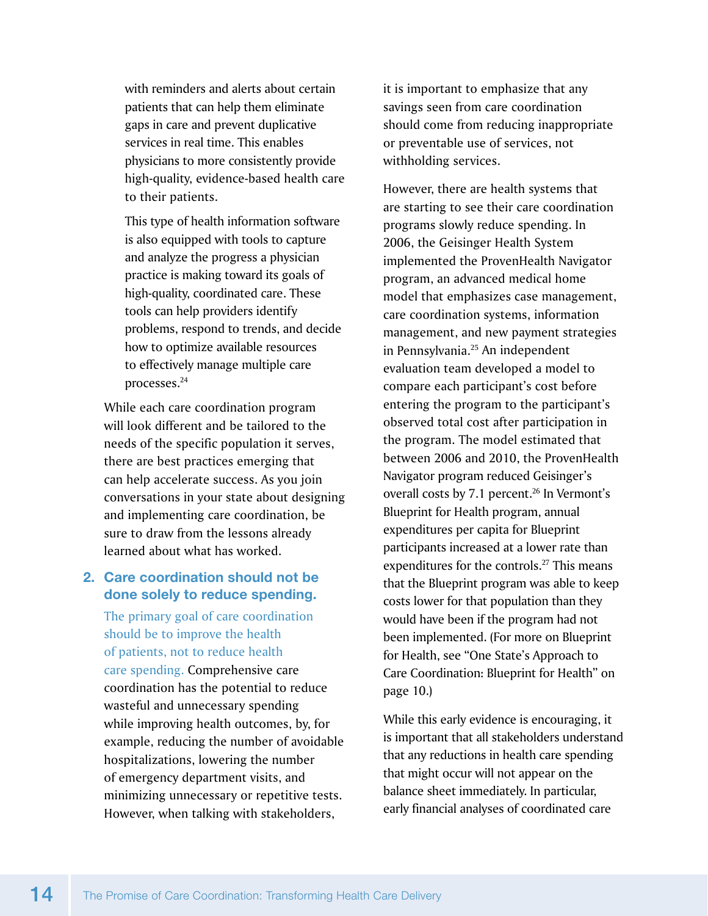with reminders and alerts about certain patients that can help them eliminate gaps in care and prevent duplicative services in real time. This enables physicians to more consistently provide high-quality, evidence-based health care to their patients.

This type of health information software is also equipped with tools to capture and analyze the progress a physician practice is making toward its goals of high-quality, coordinated care. These tools can help providers identify problems, respond to trends, and decide how to optimize available resources to effectively manage multiple care processes.[24]

While each care coordination program will look different and be tailored to the needs of the specific population it serves, there are best practices emerging that can help accelerate success. As you join conversations in your state about designing and implementing care coordination, be sure to draw from the lessons already learned about what has worked.

### 2. Care coordination should not be done solely to reduce spending.

The primary goal of care coordination should be to improve the health of patients, not to reduce health care spending. Comprehensive care coordination has the potential to reduce wasteful and unnecessary spending while improving health outcomes, by, for example, reducing the number of avoidable hospitalizations, lowering the number of emergency department visits, and minimizing unnecessary or repetitive tests. However, when talking with stakeholders, it is important to emphasize that any savings seen from care coordination should come from reducing inappropriate or preventable use of services, not withholding services.

However, there are health systems that are starting to see their care coordination programs slowly reduce spending. In 2006, the Geisinger Health System implemented the ProvenHealth Navigator program, an advanced medical home model that emphasizes case management, care coordination systems, information management, and new payment strategies in Pennsylvania.[25] An independent evaluation team developed a model to compare each participant's cost before entering the program to the participant's observed total cost after participation in the program. The model estimated that between 2006 and 2010, the ProvenHealth Navigator program reduced Geisinger's overall costs by 7.1 percent.[26] In Vermont's Blueprint for Health program, annual expenditures per capita for Blueprint participants increased at a lower rate than expenditures for the controls.[27] This means that the Blueprint program was able to keep costs lower for that population than they would have been if the program had not been implemented. (For more on Blueprint for Health, see "One State's Approach to Care Coordination: Blueprint for Health" on page 10.)

While this early evidence is encouraging, it is important that all stakeholders understand that any reductions in health care spending that might occur will not appear on the balance sheet immediately. In particular, early financial analyses of coordinated care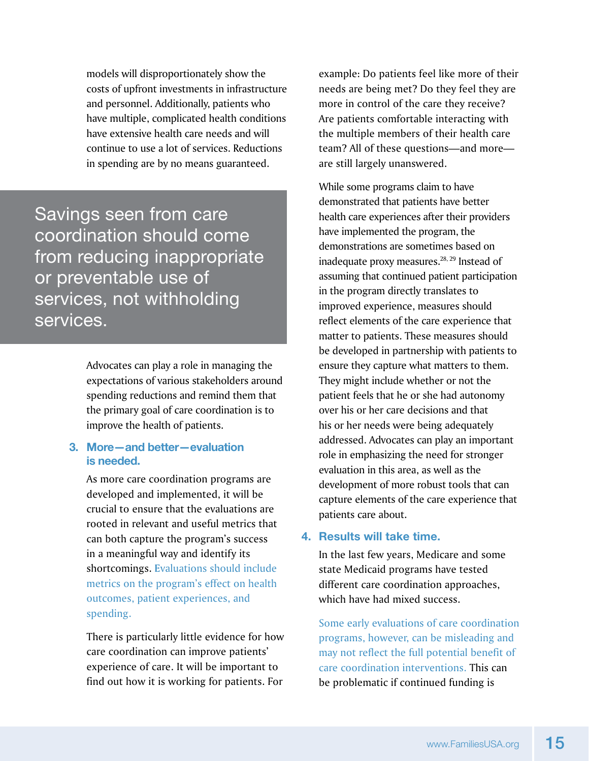models will disproportionately show the costs of upfront investments in infrastructure and personnel. Additionally, patients who have multiple, complicated health conditions have extensive health care needs and will continue to use a lot of services. Reductions in spending are by no means guaranteed.

> Savings seen from care coordination should come from reducing inappropriate or preventable use of services, not withholding services.

Advocates can play a role in managing the expectations of various stakeholders around spending reductions and remind them that the primary goal of care coordination is to improve the health of patients.

### 3. More—and better—evaluation is needed.

As more care coordination programs are developed and implemented, it will be crucial to ensure that the evaluations are rooted in relevant and useful metrics that can both capture the program's success in a meaningful way and identify its shortcomings. Evaluations should include metrics on the program's effect on health outcomes, patient experiences, and spending.

There is particularly little evidence for how care coordination can improve patients' experience of care. It will be important to find out how it is working for patients. For example: Do patients feel like more of their needs are being met? Do they feel they are more in control of the care they receive? Are patients comfortable interacting with the multiple members of their health care team? All of these questions—and more—are still largely unanswered.

While some programs claim to have demonstrated that patients have better health care experiences after their providers have implemented the program, the demonstrations are sometimes based on inadequate proxy measures.[28, 29] Instead of assuming that continued patient participation in the program directly translates to improved experience, measures should reflect elements of the care experience that matter to patients. These measures should be developed in partnership with patients to ensure they capture what matters to them. They might include whether or not the patient feels that he or she had autonomy over his or her care decisions and that his or her needs were being adequately addressed. Advocates can play an important role in emphasizing the need for stronger evaluation in this area, as well as the development of more robust tools that can capture elements of the care experience that patients care about.

### 4. Results will take time.

In the last few years, Medicare and some state Medicaid programs have tested different care coordination approaches, which have had mixed success.

Some early evaluations of care coordination programs, however, can be misleading and may not reflect the full potential benefit of care coordination interventions. This can be problematic if continued funding is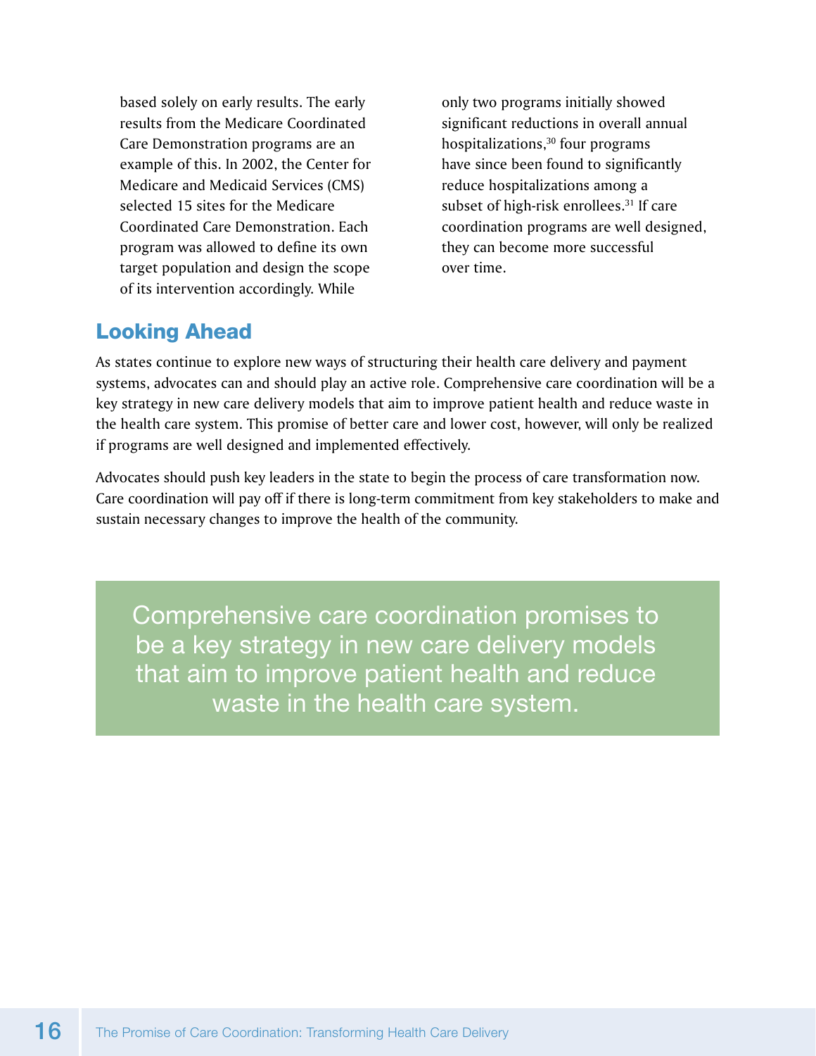based solely on early results. The early results from the Medicare Coordinated Care Demonstration programs are an example of this. In 2002, the Center for Medicare and Medicaid Services (CMS) selected 15 sites for the Medicare Coordinated Care Demonstration. Each program was allowed to define its own target population and design the scope of its intervention accordingly. While only two programs initially showed significant reductions in overall annual hospitalizations,[30] four programs have since been found to significantly reduce hospitalizations among a subset of high-risk enrollees.[31] If care coordination programs are well designed, they can become more successful over time.

## Looking Ahead

As states continue to explore new ways of structuring their health care delivery and payment systems, advocates can and should play an active role. Comprehensive care coordination will be a key strategy in new care delivery models that aim to improve patient health and reduce waste in the health care system. This promise of better care and lower cost, however, will only be realized if programs are well designed and implemented effectively.

Advocates should push key leaders in the state to begin the process of care transformation now. Care coordination will pay off if there is long-term commitment from key stakeholders to make and sustain necessary changes to improve the health of the community.

> Comprehensive care coordination promises to be a key strategy in new care delivery models that aim to improve patient health and reduce waste in the health care system.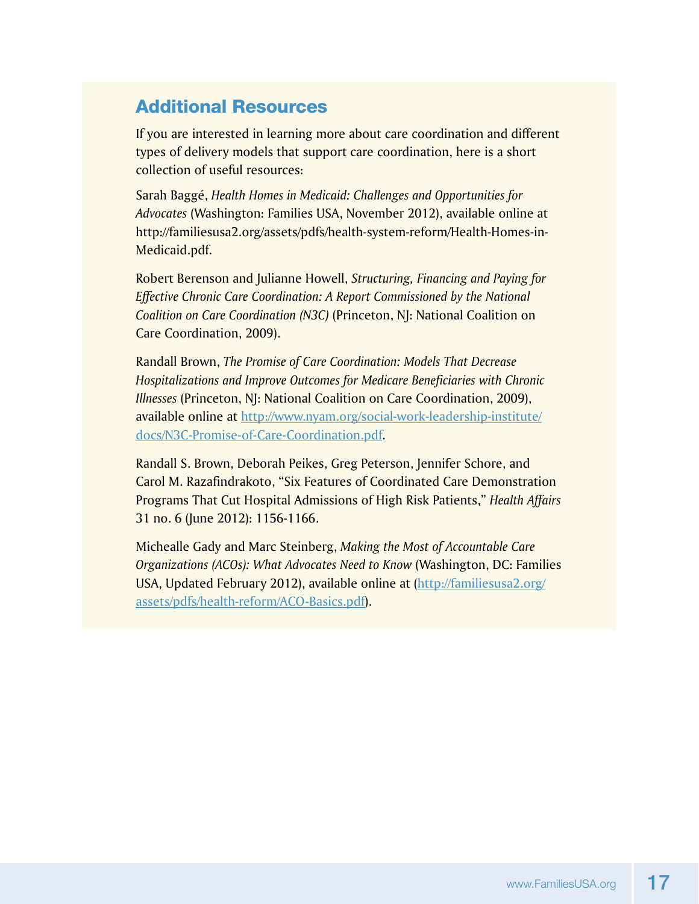## Additional Resources

If you are interested in learning more about care coordination and different types of delivery models that support care coordination, here is a short collection of useful resources:

Sarah Baggé, *Health Homes in Medicaid: Challenges and Opportunities for Advocates* (Washington: Families USA, November 2012), available online at http://familiesusa2.org/assets/pdfs/health-system-reform/Health-Homes-in-Medicaid.pdf.

Robert Berenson and Julianne Howell, *Structuring, Financing and Paying for Effective Chronic Care Coordination: A Report Commissioned by the National Coalition on Care Coordination (N3C)* (Princeton, NJ: National Coalition on Care Coordination, 2009).

Randall Brown, *The Promise of Care Coordination: Models That Decrease Hospitalizations and Improve Outcomes for Medicare Beneficiaries with Chronic Illnesses* (Princeton, NJ: National Coalition on Care Coordination, 2009), available online at [http://www.nyam.org/social-work-leadership-institute/docs/N3C-Promise-of-Care-Coordination.pdf](http://www.nyam.org/social-work-leadership-institute/docs/N3C-Promise-of-Care-Coordination.pdf).

Randall S. Brown, Deborah Peikes, Greg Peterson, Jennifer Schore, and Carol M. Razafindrakoto, "Six Features of Coordinated Care Demonstration Programs That Cut Hospital Admissions of High Risk Patients," *Health Affairs* 31 no. 6 (June 2012): 1156-1166.

Michealle Gady and Marc Steinberg, *Making the Most of Accountable Care Organizations (ACOs): What Advocates Need to Know* (Washington, DC: Families USA, Updated February 2012), available online at ([http://familiesusa2.org/assets/pdfs/health-reform/ACO-Basics.pdf](http://familiesusa2.org/assets/pdfs/health-reform/ACO-Basics.pdf)).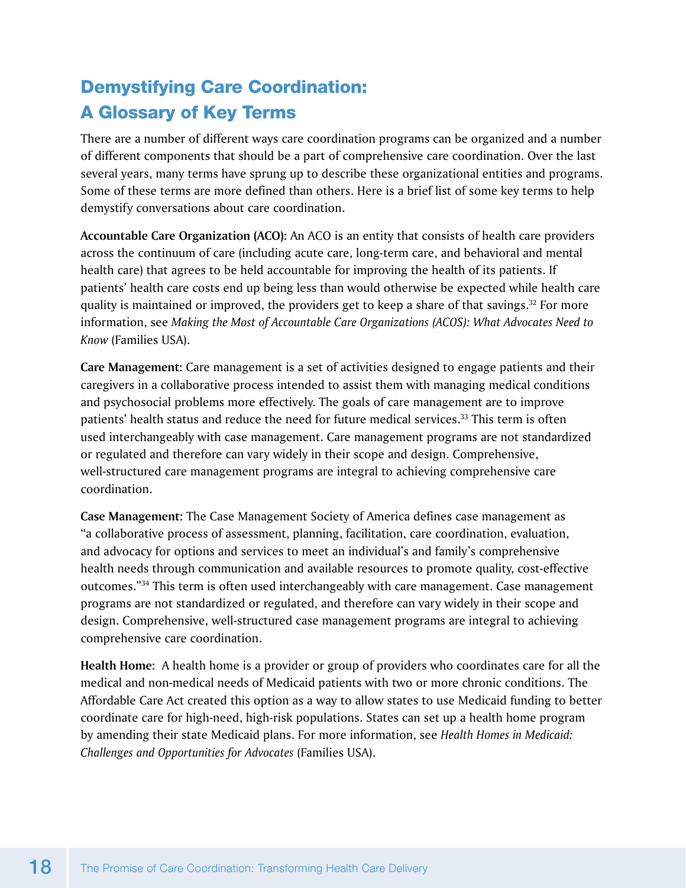## Demystifying Care Coordination: A Glossary of Key Terms

There are a number of different ways care coordination programs can be organized and a number of different components that should be a part of comprehensive care coordination. Over the last several years, many terms have sprung up to describe these organizational entities and programs. Some of these terms are more defined than others. Here is a brief list of some key terms to help demystify conversations about care coordination.

**Accountable Care Organization (ACO):** An ACO is an entity that consists of health care providers across the continuum of care (including acute care, long-term care, and behavioral and mental health care) that agrees to be held accountable for improving the health of its patients. If patients' health care costs end up being less than would otherwise be expected while health care quality is maintained or improved, the providers get to keep a share of that savings.[32] For more information, see *Making the Most of Accountable Care Organizations (ACOS): What Advocates Need to Know* (Families USA).

**Care Management:** Care management is a set of activities designed to engage patients and their caregivers in a collaborative process intended to assist them with managing medical conditions and psychosocial problems more effectively. The goals of care management are to improve patients' health status and reduce the need for future medical services.[33] This term is often used interchangeably with case management. Care management programs are not standardized or regulated and therefore can vary widely in their scope and design. Comprehensive, well-structured care management programs are integral to achieving comprehensive care coordination.

**Case Management:** The Case Management Society of America defines case management as "a collaborative process of assessment, planning, facilitation, care coordination, evaluation, and advocacy for options and services to meet an individual's and family's comprehensive health needs through communication and available resources to promote quality, cost-effective outcomes."[34] This term is often used interchangeably with care management. Case management programs are not standardized or regulated, and therefore can vary widely in their scope and design. Comprehensive, well-structured case management programs are integral to achieving comprehensive care coordination.

**Health Home:** A health home is a provider or group of providers who coordinates care for all the medical and non-medical needs of Medicaid patients with two or more chronic conditions. The Affordable Care Act created this option as a way to allow states to use Medicaid funding to better coordinate care for high-need, high-risk populations. States can set up a health home program by amending their state Medicaid plans. For more information, see *Health Homes in Medicaid: Challenges and Opportunities for Advocates* (Families USA).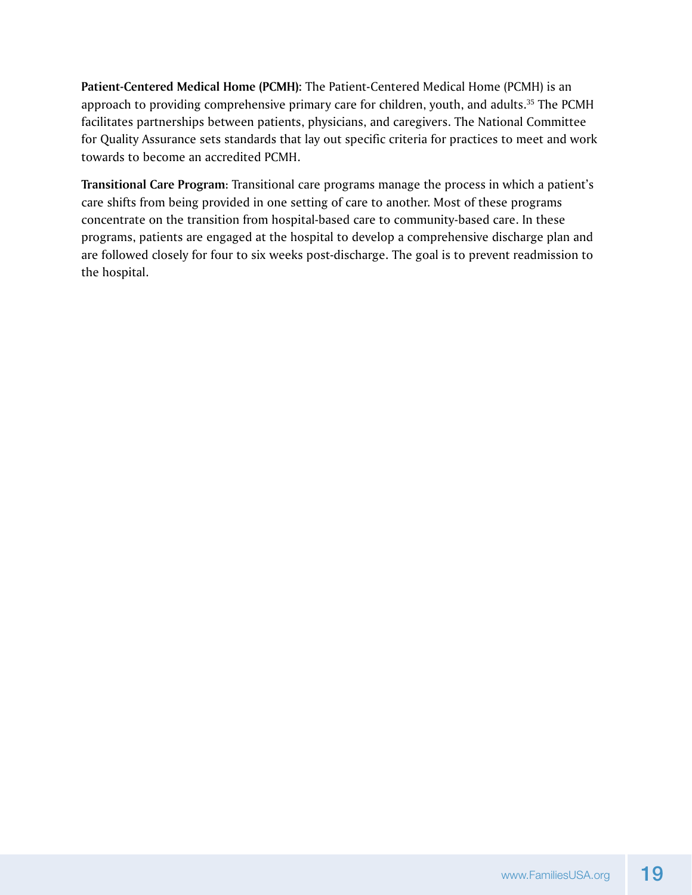**Patient-Centered Medical Home (PCMH):** The Patient-Centered Medical Home (PCMH) is an approach to providing comprehensive primary care for children, youth, and adults.[35] The PCMH facilitates partnerships between patients, physicians, and caregivers. The National Committee for Quality Assurance sets standards that lay out specific criteria for practices to meet and work towards to become an accredited PCMH.

**Transitional Care Program**: Transitional care programs manage the process in which a patient's care shifts from being provided in one setting of care to another. Most of these programs concentrate on the transition from hospital-based care to community-based care. In these programs, patients are engaged at the hospital to develop a comprehensive discharge plan and are followed closely for four to six weeks post-discharge. The goal is to prevent readmission to the hospital.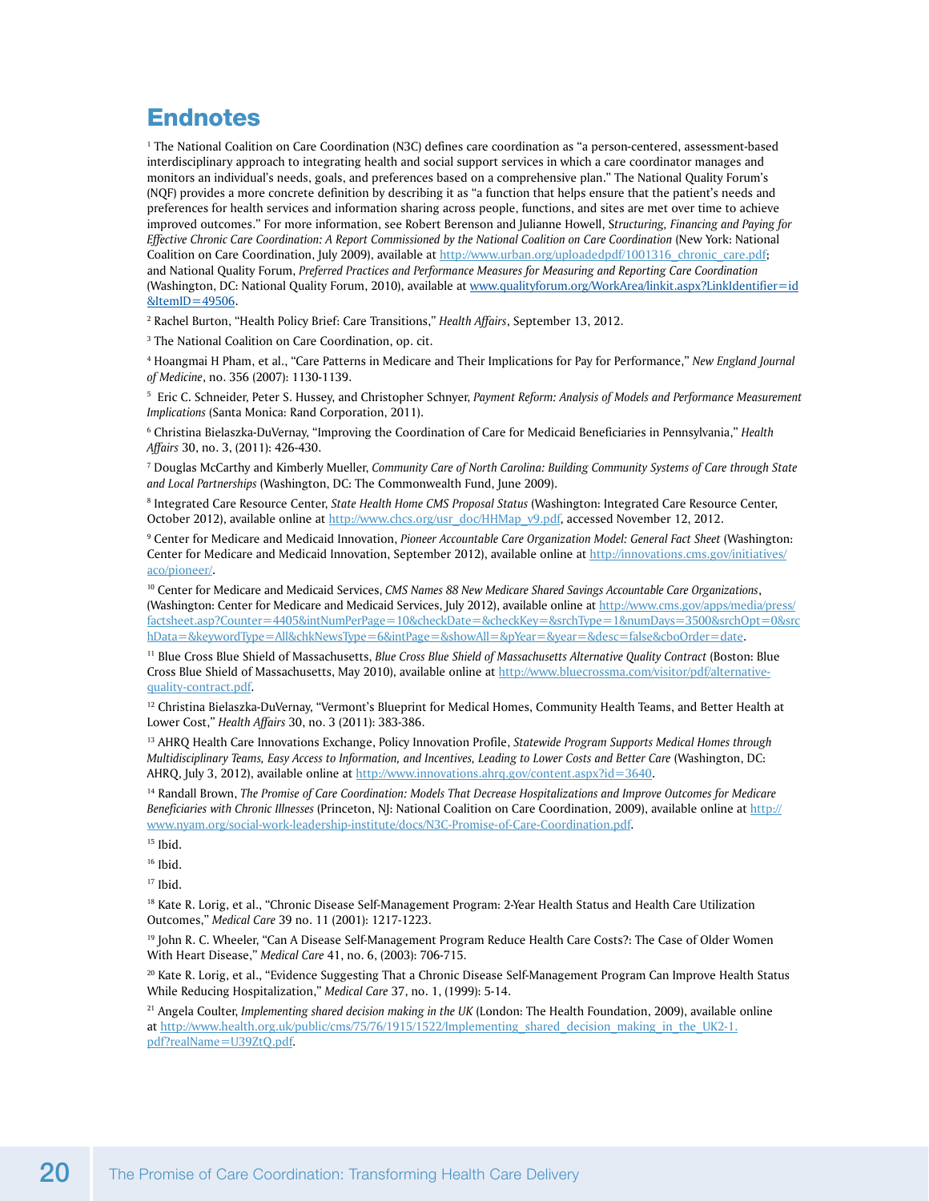## Endnotes

[1] The National Coalition on Care Coordination (N3C) defines care coordination as "a person-centered, assessment-based interdisciplinary approach to integrating health and social support services in which a care coordinator manages and monitors an individual's needs, goals, and preferences based on a comprehensive plan." The National Quality Forum's (NQF) provides a more concrete definition by describing it as "a function that helps ensure that the patient's needs and preferences for health services and information sharing across people, functions, and sites are met over time to achieve improved outcomes." For more information, see Robert Berenson and Julianne Howell, *Structuring, Financing and Paying for Effective Chronic Care Coordination: A Report Commissioned by the National Coalition on Care Coordination* (New York: National Coalition on Care Coordination, July 2009), available at http://www.urban.org/uploadedpdf/1001316_chronic_care.pdf; and National Quality Forum, *Preferred Practices and Performance Measures for Measuring and Reporting Care Coordination* (Washington, DC: National Quality Forum, 2010), available at www.qualityforum.org/WorkArea/linkit.aspx?LinkIdentifier=id&ItemID=49506.

[2] Rachel Burton, "Health Policy Brief: Care Transitions," *Health Affairs*, September 13, 2012.

[3] The National Coalition on Care Coordination, op. cit.

[4] Hoangmai H Pham, et al., "Care Patterns in Medicare and Their Implications for Pay for Performance," *New England Journal of Medicine*, no. 356 (2007): 1130-1139.

[5] Eric C. Schneider, Peter S. Hussey, and Christopher Schnyer, *Payment Reform: Analysis of Models and Performance Measurement Implications* (Santa Monica: Rand Corporation, 2011).

[6] Christina Bielaszka-DuVernay, "Improving the Coordination of Care for Medicaid Beneficiaries in Pennsylvania," *Health Affairs* 30, no. 3, (2011): 426-430.

[7] Douglas McCarthy and Kimberly Mueller, *Community Care of North Carolina: Building Community Systems of Care through State and Local Partnerships* (Washington, DC: The Commonwealth Fund, June 2009).

[8] Integrated Care Resource Center, *State Health Home CMS Proposal Status* (Washington: Integrated Care Resource Center, October 2012), available online at http://www.chcs.org/usr_doc/HHMap_v9.pdf, accessed November 12, 2012.

[9] Center for Medicare and Medicaid Innovation, *Pioneer Accountable Care Organization Model: General Fact Sheet* (Washington: Center for Medicare and Medicaid Innovation, September 2012), available online at http://innovations.cms.gov/initiatives/aco/pioneer/.

[10] Center for Medicare and Medicaid Services, *CMS Names 88 New Medicare Shared Savings Accountable Care Organizations*, (Washington: Center for Medicare and Medicaid Services, July 2012), available online at http://www.cms.gov/apps/media/press/factsheet.asp?Counter=4405&intNumPerPage=10&checkDate=&checkKey=&srchType=1&numDays=3500&srchOpt=0&srchData=&keywordType=All&chkNewsType=6&intPage=&showAll=&pYear=&year=&desc=false&cboOrder=date.

[11] Blue Cross Blue Shield of Massachusetts, *Blue Cross Blue Shield of Massachusetts Alternative Quality Contract* (Boston: Blue Cross Blue Shield of Massachusetts, May 2010), available online at http://www.bluecrossma.com/visitor/pdf/alternative-quality-contract.pdf.

[12] Christina Bielaszka-DuVernay, "Vermont's Blueprint for Medical Homes, Community Health Teams, and Better Health at Lower Cost," *Health Affairs* 30, no. 3 (2011): 383-386.

[13] AHRQ Health Care Innovations Exchange, Policy Innovation Profile, *Statewide Program Supports Medical Homes through Multidisciplinary Teams, Easy Access to Information, and Incentives, Leading to Lower Costs and Better Care* (Washington, DC: AHRQ, July 3, 2012), available online at http://www.innovations.ahrq.gov/content.aspx?id=3640.

[14] Randall Brown, *The Promise of Care Coordination: Models That Decrease Hospitalizations and Improve Outcomes for Medicare Beneficiaries with Chronic Illnesses* (Princeton, NJ: National Coalition on Care Coordination, 2009), available online at http://www.nyam.org/social-work-leadership-institute/docs/N3C-Promise-of-Care-Coordination.pdf.

[15] Ibid.

[16] Ibid.

[17] Ibid.

[18] Kate R. Lorig, et al., "Chronic Disease Self-Management Program: 2-Year Health Status and Health Care Utilization Outcomes," *Medical Care* 39 no. 11 (2001): 1217-1223.

[19] John R. C. Wheeler, "Can A Disease Self-Management Program Reduce Health Care Costs?: The Case of Older Women With Heart Disease," *Medical Care* 41, no. 6, (2003): 706-715.

[20] Kate R. Lorig, et al., "Evidence Suggesting That a Chronic Disease Self-Management Program Can Improve Health Status While Reducing Hospitalization," *Medical Care* 37, no. 1, (1999): 5-14.

[21] Angela Coulter, *Implementing shared decision making in the UK* (London: The Health Foundation, 2009), available online at http://www.health.org.uk/public/cms/75/76/1915/1522/Implementing_shared_decision_making_in_the_UK2-1.pdf?realName=U39ZtQ.pdf.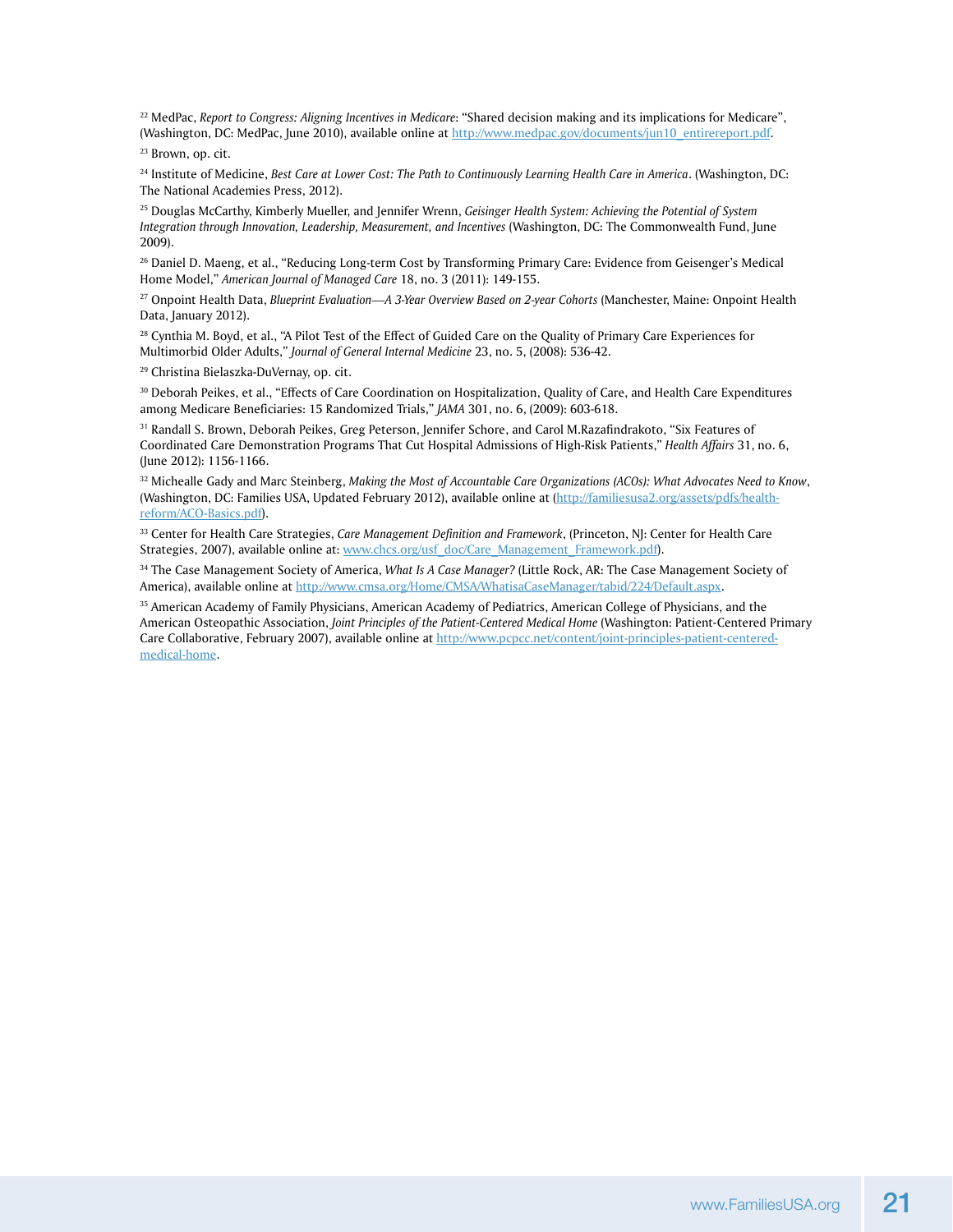[22] MedPac, *Report to Congress: Aligning Incentives in Medicare*: "Shared decision making and its implications for Medicare", (Washington, DC: MedPac, June 2010), available online at http://www.medpac.gov/documents/jun10_entirereport.pdf.

[23] Brown, op. cit.

[24] Institute of Medicine, *Best Care at Lower Cost: The Path to Continuously Learning Health Care in America*. (Washington, DC: The National Academies Press, 2012).

[25] Douglas McCarthy, Kimberly Mueller, and Jennifer Wrenn, *Geisinger Health System: Achieving the Potential of System Integration through Innovation, Leadership, Measurement, and Incentives* (Washington, DC: The Commonwealth Fund, June 2009).

[26] Daniel D. Maeng, et al., "Reducing Long-term Cost by Transforming Primary Care: Evidence from Geisenger's Medical Home Model," *American Journal of Managed Care* 18, no. 3 (2011): 149-155.

[27] Onpoint Health Data, *Blueprint Evaluation—A 3-Year Overview Based on 2-year Cohorts* (Manchester, Maine: Onpoint Health Data, January 2012).

[28] Cynthia M. Boyd, et al., "A Pilot Test of the Effect of Guided Care on the Quality of Primary Care Experiences for Multimorbid Older Adults," *Journal of General Internal Medicine* 23, no. 5, (2008): 536-42.

[29] Christina Bielaszka-DuVernay, op. cit.

[30] Deborah Peikes, et al., "Effects of Care Coordination on Hospitalization, Quality of Care, and Health Care Expenditures among Medicare Beneficiaries: 15 Randomized Trials," *JAMA* 301, no. 6, (2009): 603-618.

[31] Randall S. Brown, Deborah Peikes, Greg Peterson, Jennifer Schore, and Carol M.Razafindrakoto, "Six Features of Coordinated Care Demonstration Programs That Cut Hospital Admissions of High-Risk Patients," *Health Affairs* 31, no. 6, (June 2012): 1156-1166.

[32] Michealle Gady and Marc Steinberg, *Making the Most of Accountable Care Organizations (ACOs): What Advocates Need to Know*, (Washington, DC: Families USA, Updated February 2012), available online at (http://familiesusa2.org/assets/pdfs/health-reform/ACO-Basics.pdf).

[33] Center for Health Care Strategies, *Care Management Definition and Framework*, (Princeton, NJ: Center for Health Care Strategies, 2007), available online at: www.chcs.org/usf_doc/Care_Management_Framework.pdf).

[34] The Case Management Society of America, *What Is A Case Manager?* (Little Rock, AR: The Case Management Society of America), available online at http://www.cmsa.org/Home/CMSA/WhatisaCaseManager/tabid/224/Default.aspx.

[35] American Academy of Family Physicians, American Academy of Pediatrics, American College of Physicians, and the American Osteopathic Association, *Joint Principles of the Patient-Centered Medical Home* (Washington: Patient-Centered Primary Care Collaborative, February 2007), available online at http://www.pcpcc.net/content/joint-principles-patient-centered-medical-home.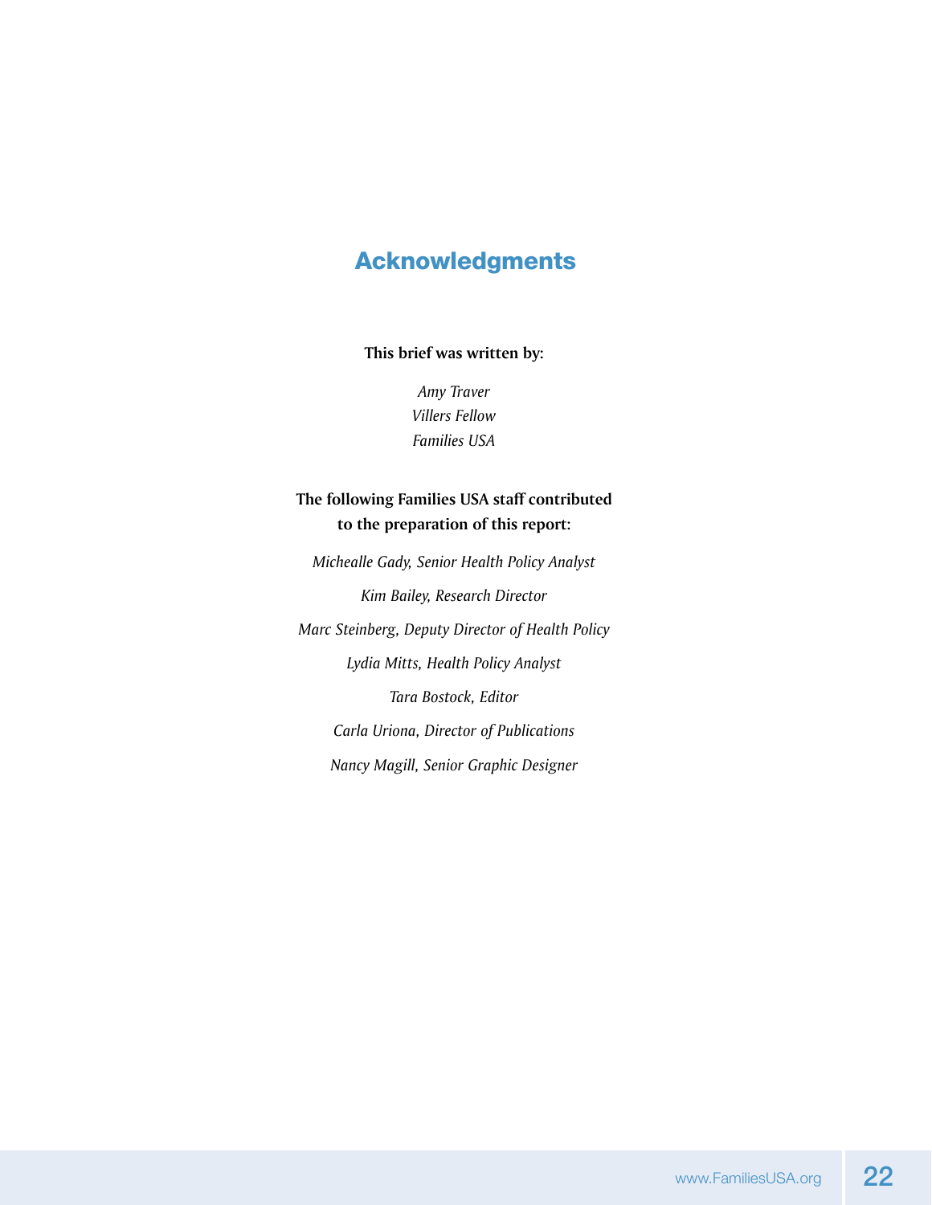## Acknowledgments

**This brief was written by:**

*Amy Traver*
*Villers Fellow*
*Families USA*

**The following Families USA staff contributed to the preparation of this report:**

*Michealle Gady, Senior Health Policy Analyst*

*Kim Bailey, Research Director*

*Marc Steinberg, Deputy Director of Health Policy*

*Lydia Mitts, Health Policy Analyst*

*Tara Bostock, Editor*

*Carla Uriona, Director of Publications*

*Nancy Magill, Senior Graphic Designer*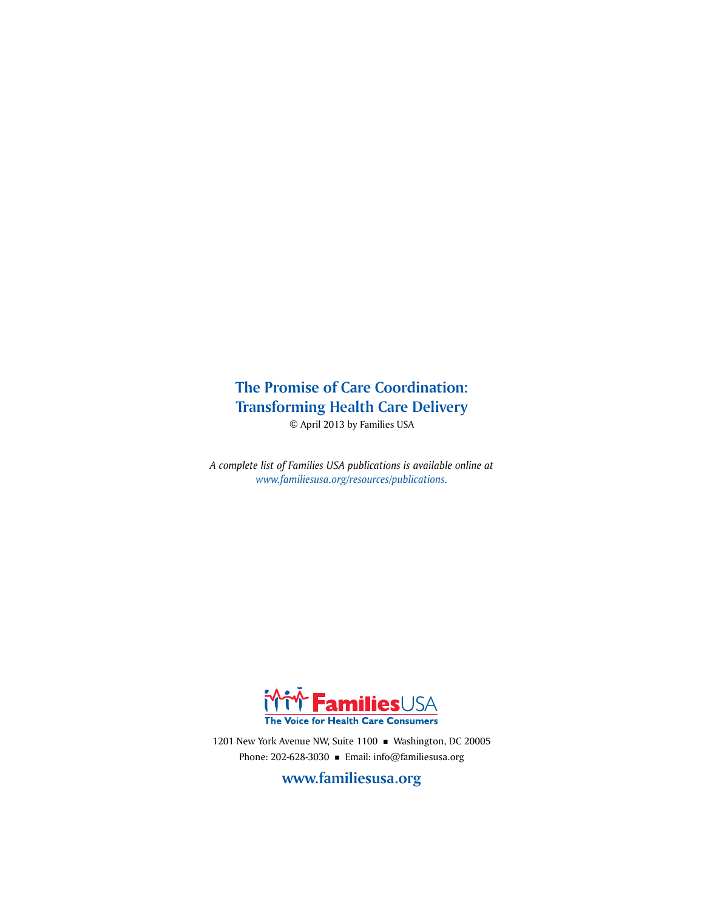**The Promise of Care Coordination: Transforming Health Care Delivery**

© April 2013 by Families USA

*A complete list of Families USA publications is available online at www.familiesusa.org/resources/publications.*

FamiliesUSA
The Voice for Health Care Consumers

1201 New York Avenue NW, Suite 1100 ■ Washington, DC 20005
Phone: 202-628-3030 ■ Email: info@familiesusa.org

**www.familiesusa.org**